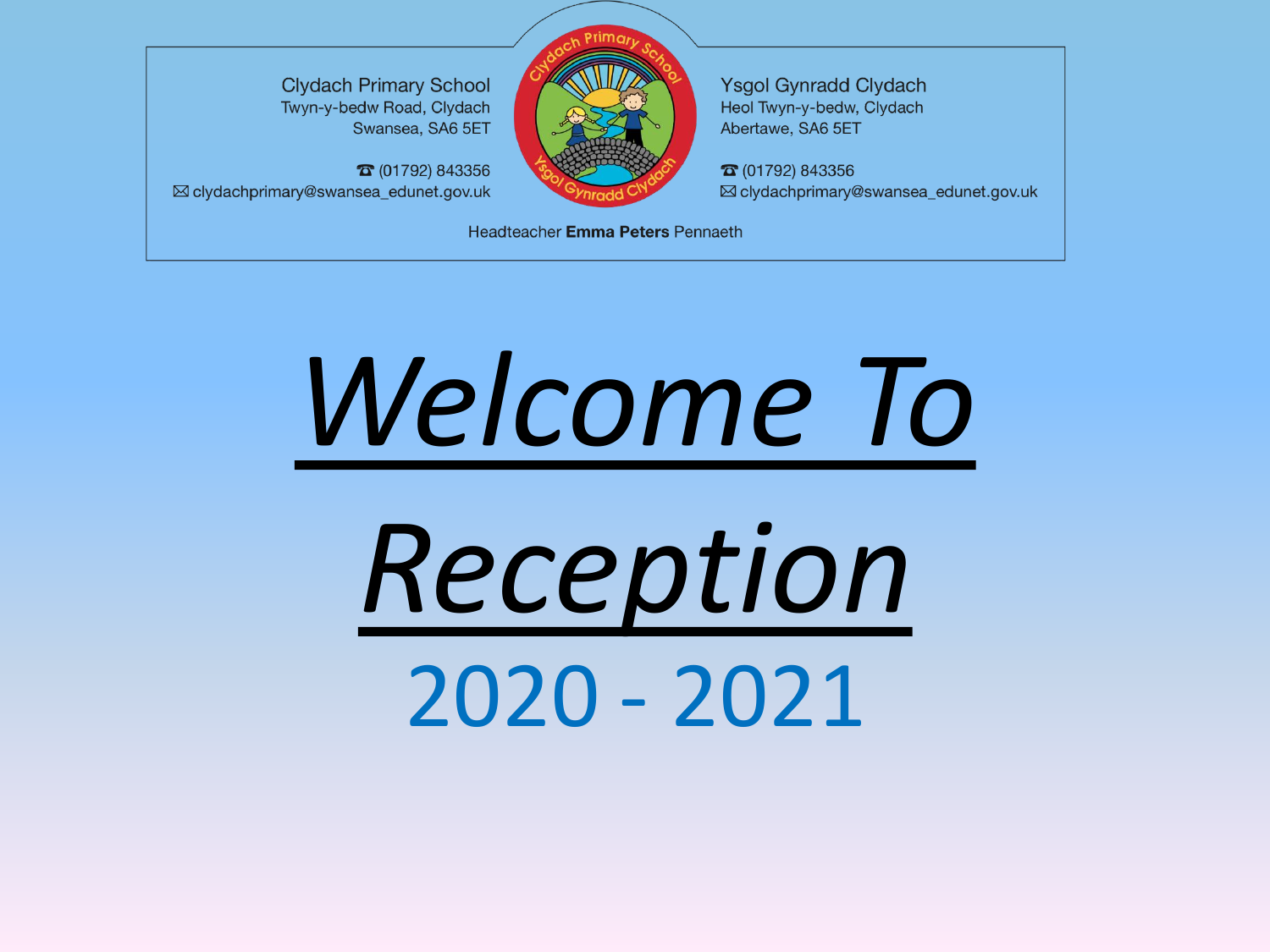Clydach Primary School
Twyn-y-bedw Road, Clydach
Swansea, SA6 5ET

☎ (01792) 843356
✉ clydachprimary@swansea_edunet.gov.uk

Ysgol Gynradd Clydach
Heol Twyn-y-bedw, Clydach
Abertawe, SA6 5ET

☎ (01792) 843356
✉ clydachprimary@swansea_edunet.gov.uk

Headteacher **Emma Peters** Pennaeth

# *Welcome To Reception*

## 2020 - 2021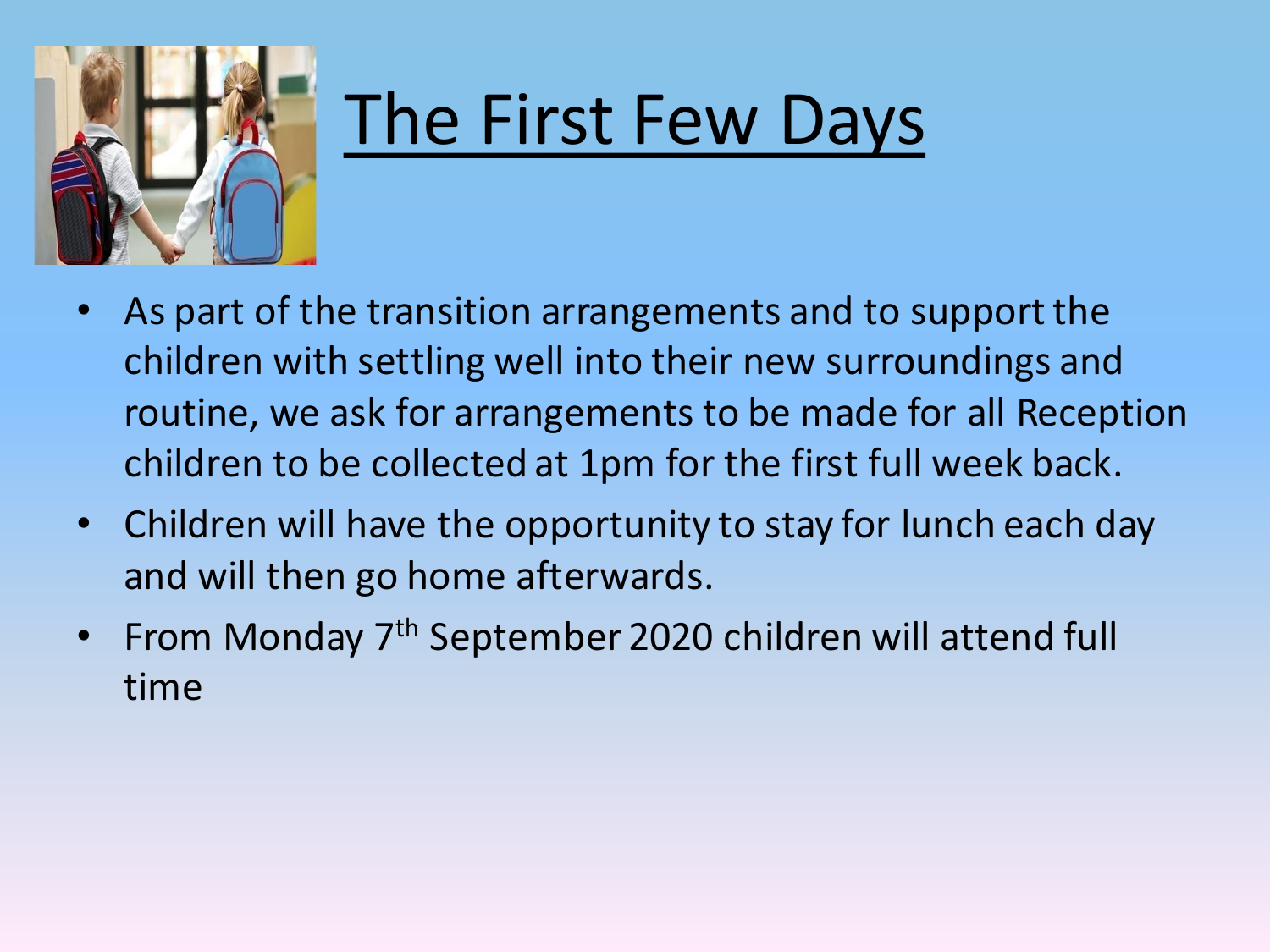# The First Few Days

- As part of the transition arrangements and to support the children with settling well into their new surroundings and routine, we ask for arrangements to be made for all Reception children to be collected at 1pm for the first full week back.
- Children will have the opportunity to stay for lunch each day and will then go home afterwards.
- From Monday 7th September 2020 children will attend full time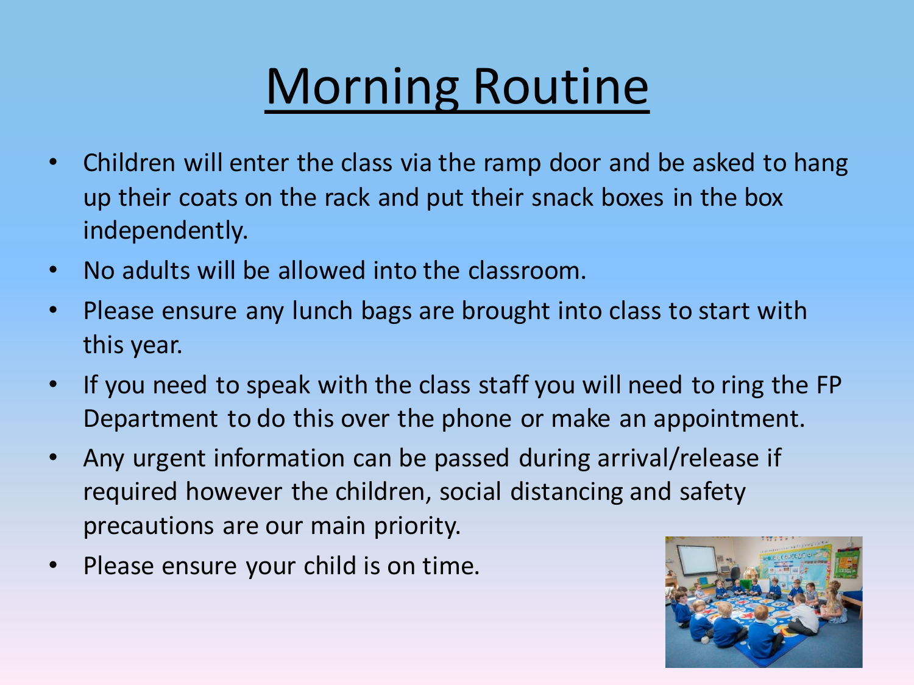# Morning Routine

- Children will enter the class via the ramp door and be asked to hang up their coats on the rack and put their snack boxes in the box independently.
- No adults will be allowed into the classroom.
- Please ensure any lunch bags are brought into class to start with this year.
- If you need to speak with the class staff you will need to ring the FP Department to do this over the phone or make an appointment.
- Any urgent information can be passed during arrival/release if required however the children, social distancing and safety precautions are our main priority.
- Please ensure your child is on time.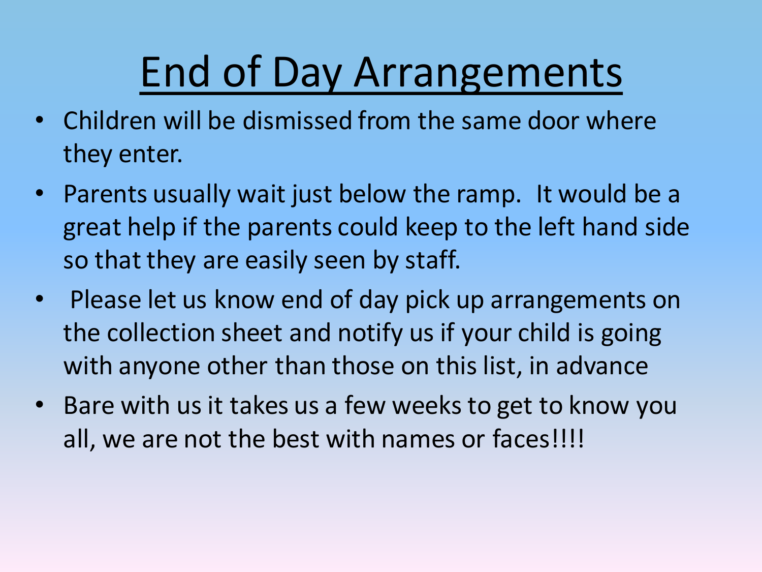# End of Day Arrangements

- Children will be dismissed from the same door where they enter.
- Parents usually wait just below the ramp. It would be a great help if the parents could keep to the left hand side so that they are easily seen by staff.
- Please let us know end of day pick up arrangements on the collection sheet and notify us if your child is going with anyone other than those on this list, in advance
- Bare with us it takes us a few weeks to get to know you all, we are not the best with names or faces!!!!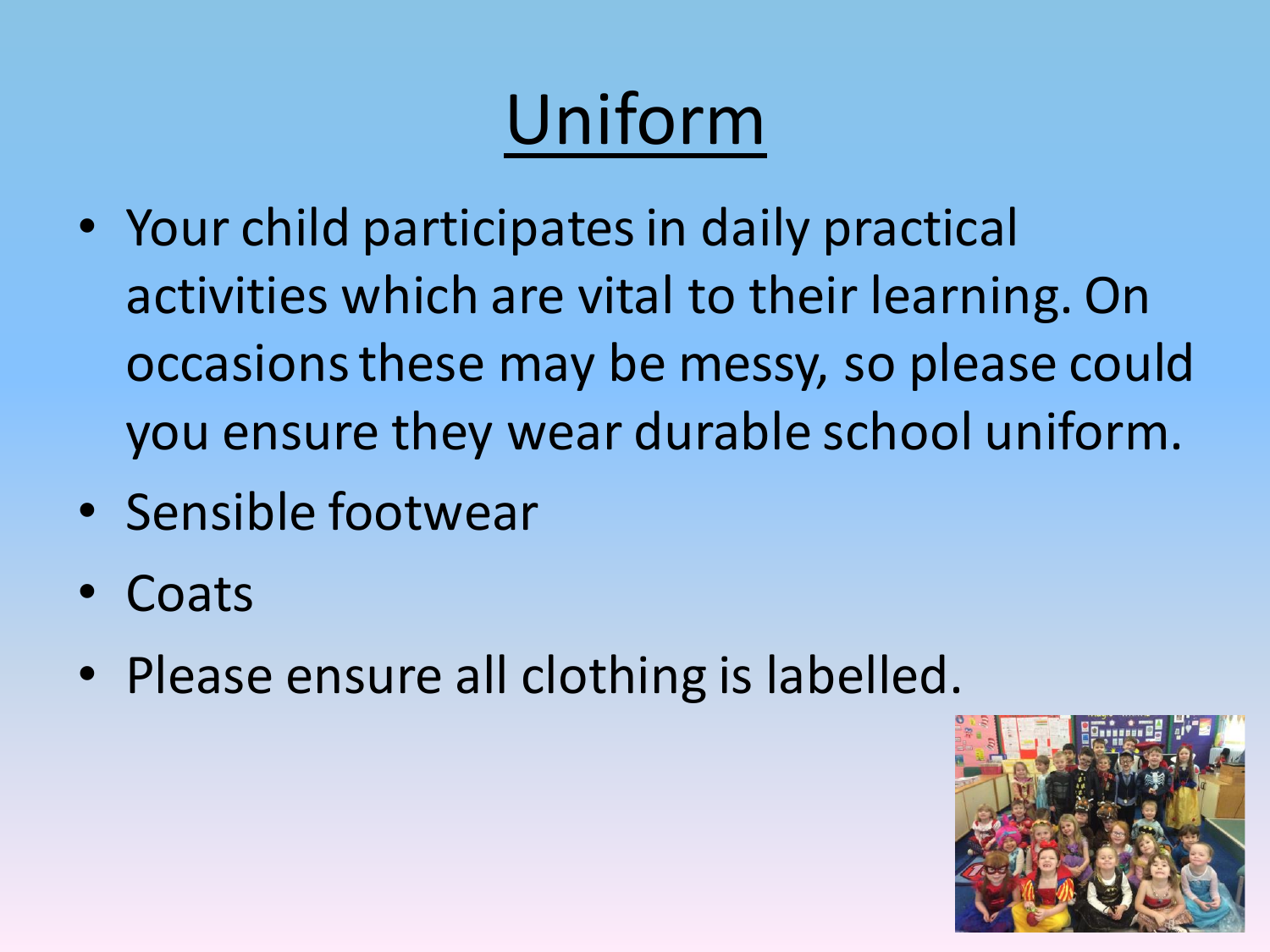# Uniform

- Your child participates in daily practical activities which are vital to their learning. On occasions these may be messy, so please could you ensure they wear durable school uniform.
- Sensible footwear
- Coats
- Please ensure all clothing is labelled.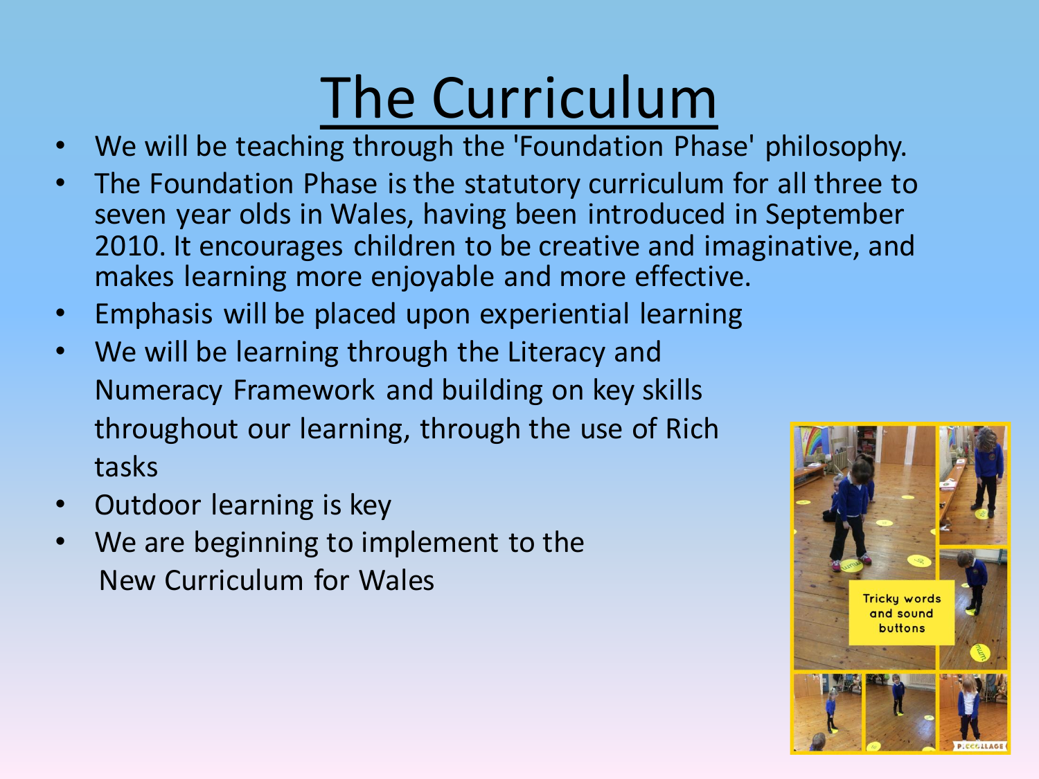# The Curriculum

- We will be teaching through the 'Foundation Phase' philosophy.
- The Foundation Phase is the statutory curriculum for all three to seven year olds in Wales, having been introduced in September 2010. It encourages children to be creative and imaginative, and makes learning more enjoyable and more effective.
- Emphasis will be placed upon experiential learning
- We will be learning through the Literacy and Numeracy Framework and building on key skills throughout our learning, through the use of Rich tasks
- Outdoor learning is key
- We are beginning to implement to the New Curriculum for Wales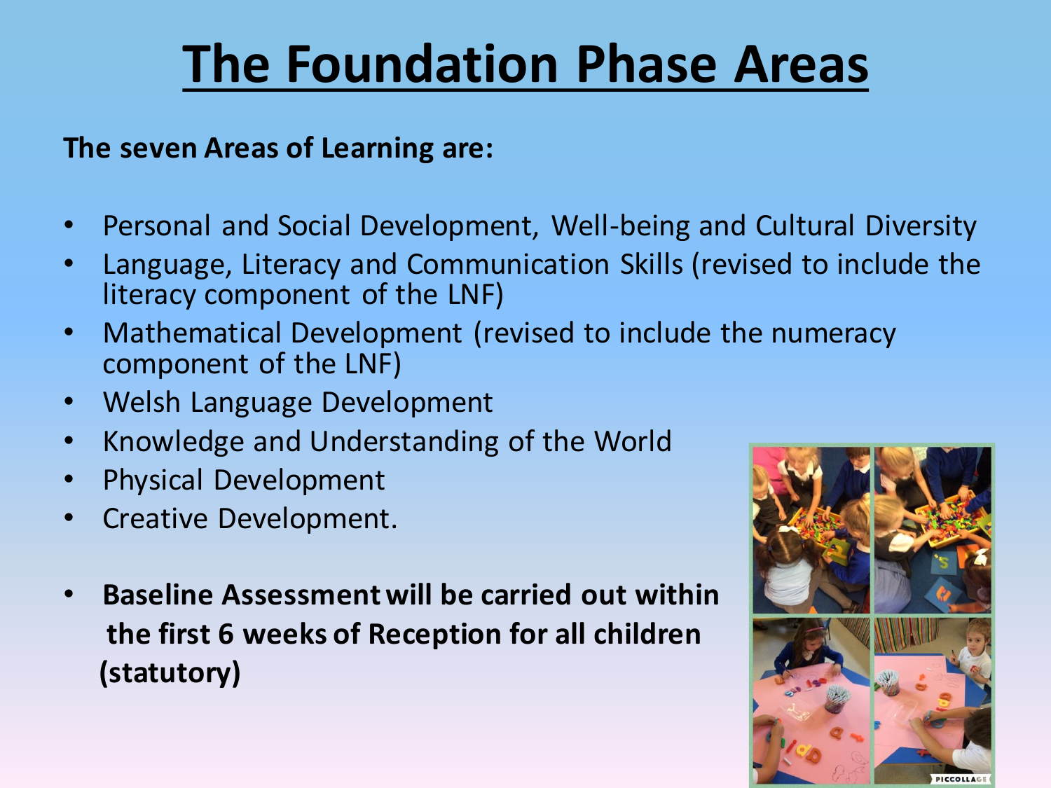# The Foundation Phase Areas

**The seven Areas of Learning are:**

- Personal and Social Development, Well-being and Cultural Diversity
- Language, Literacy and Communication Skills (revised to include the literacy component of the LNF)
- Mathematical Development (revised to include the numeracy component of the LNF)
- Welsh Language Development
- Knowledge and Understanding of the World
- Physical Development
- Creative Development.

- **Baseline Assessment will be carried out within the first 6 weeks of Reception for all children (statutory)**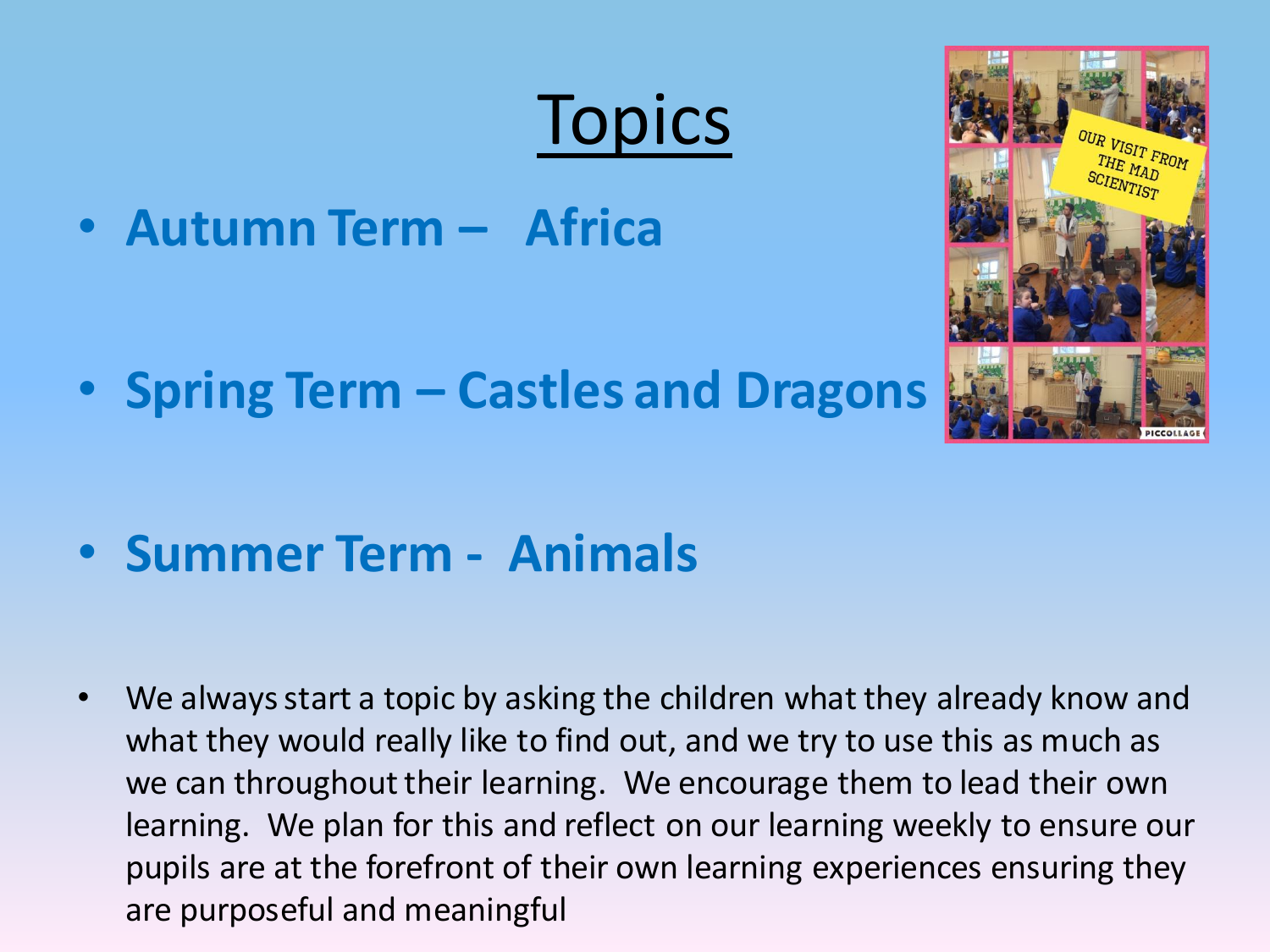# Topics

- **Autumn Term – Africa**
- **Spring Term – Castles and Dragons**
- **Summer Term - Animals**

- We always start a topic by asking the children what they already know and what they would really like to find out, and we try to use this as much as we can throughout their learning. We encourage them to lead their own learning. We plan for this and reflect on our learning weekly to ensure our pupils are at the forefront of their own learning experiences ensuring they are purposeful and meaningful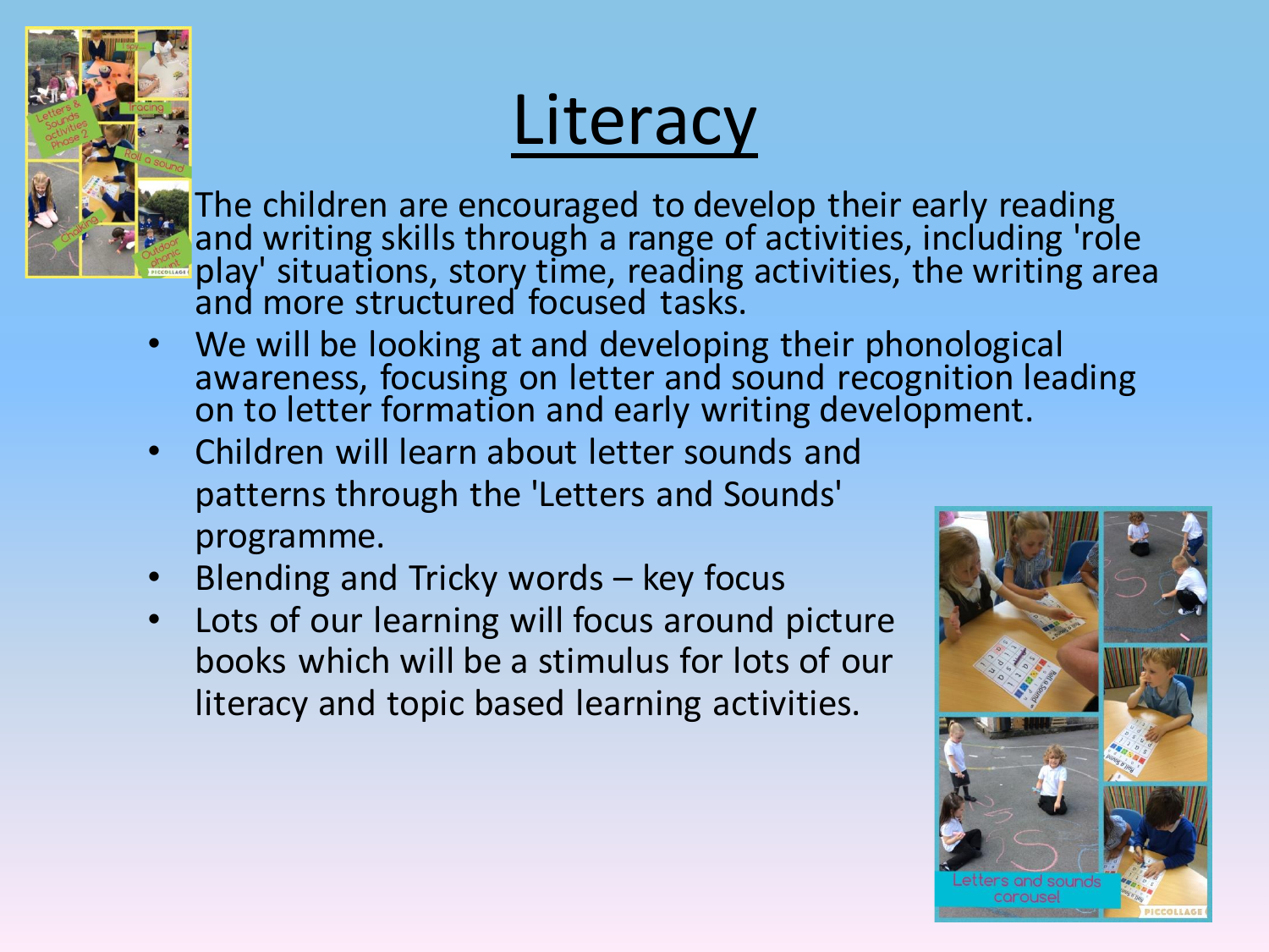# Literacy

The children are encouraged to develop their early reading and writing skills through a range of activities, including 'role play' situations, story time, reading activities, the writing area and more structured focused tasks.

- We will be looking at and developing their phonological awareness, focusing on letter and sound recognition leading on to letter formation and early writing development.
- Children will learn about letter sounds and patterns through the 'Letters and Sounds' programme.
- Blending and Tricky words – key focus
- Lots of our learning will focus around picture books which will be a stimulus for lots of our literacy and topic based learning activities.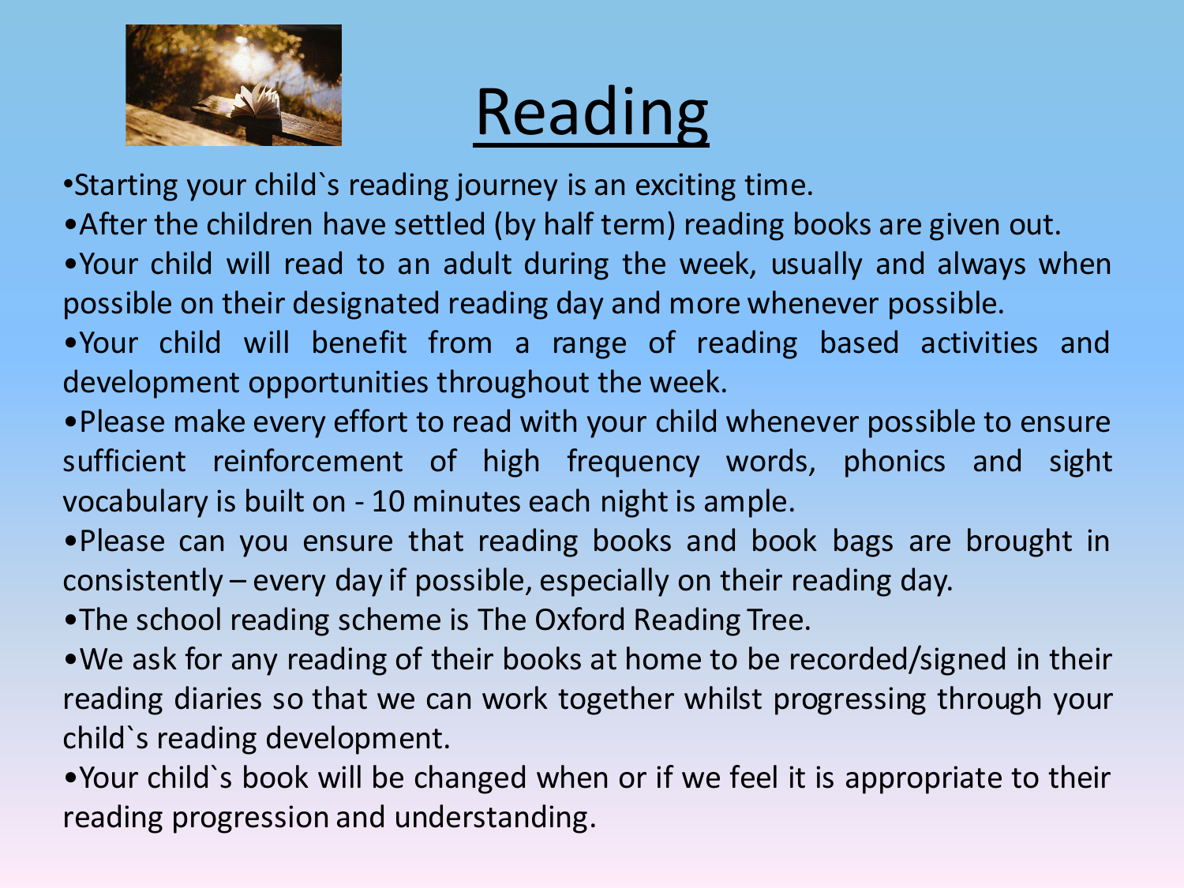# Reading

- Starting your child`s reading journey is an exciting time.
- After the children have settled (by half term) reading books are given out.
- Your child will read to an adult during the week, usually and always when possible on their designated reading day and more whenever possible.
- Your child will benefit from a range of reading based activities and development opportunities throughout the week.
- Please make every effort to read with your child whenever possible to ensure sufficient reinforcement of high frequency words, phonics and sight vocabulary is built on - 10 minutes each night is ample.
- Please can you ensure that reading books and book bags are brought in consistently – every day if possible, especially on their reading day.
- The school reading scheme is The Oxford Reading Tree.
- We ask for any reading of their books at home to be recorded/signed in their reading diaries so that we can work together whilst progressing through your child`s reading development.
- Your child`s book will be changed when or if we feel it is appropriate to their reading progression and understanding.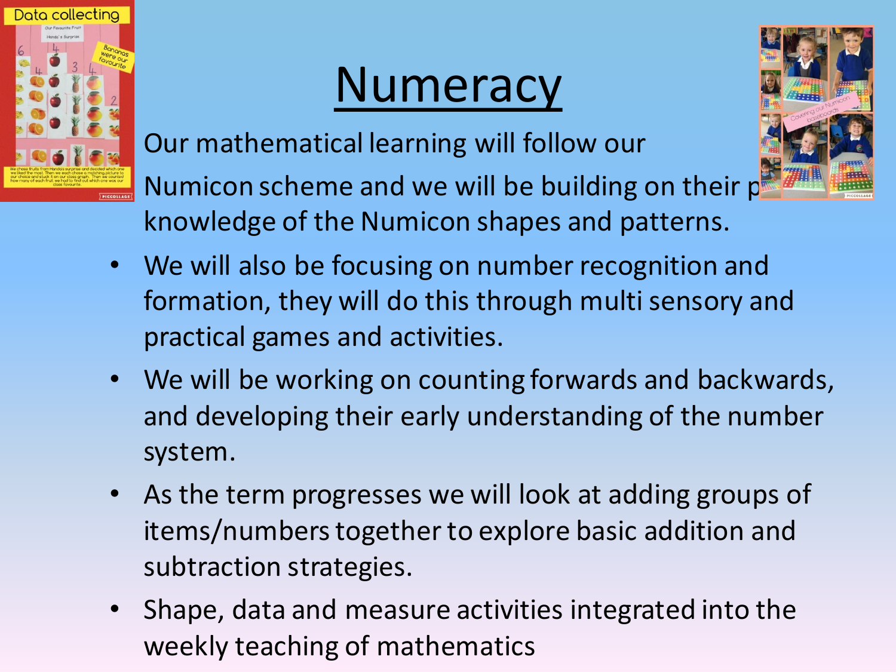# Numeracy

Our mathematical learning will follow our Numicon scheme and we will be building on their p knowledge of the Numicon shapes and patterns.

- We will also be focusing on number recognition and formation, they will do this through multi sensory and practical games and activities.
- We will be working on counting forwards and backwards, and developing their early understanding of the number system.
- As the term progresses we will look at adding groups of items/numbers together to explore basic addition and subtraction strategies.
- Shape, data and measure activities integrated into the weekly teaching of mathematics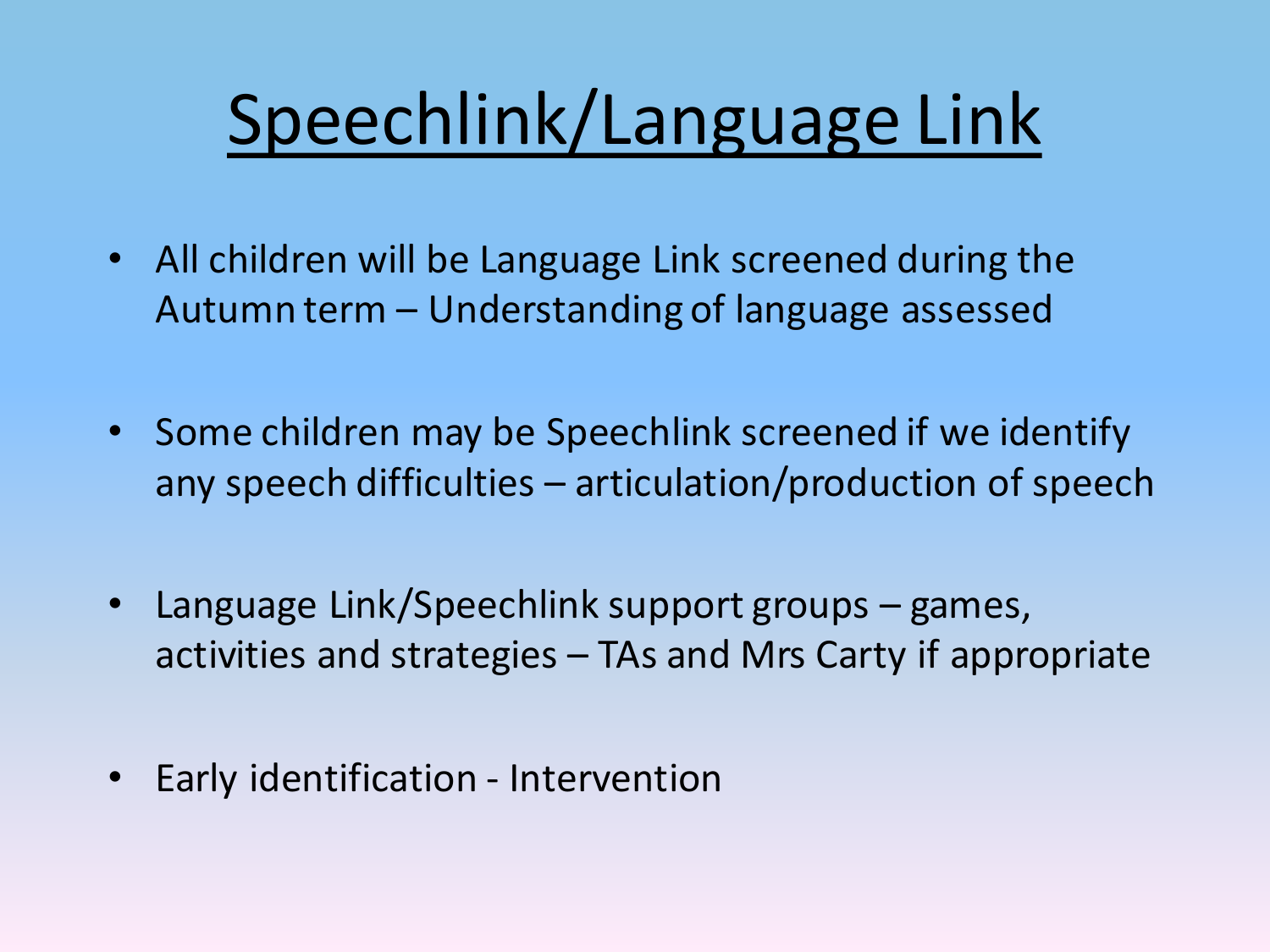# Speechlink/Language Link

- All children will be Language Link screened during the Autumn term – Understanding of language assessed
- Some children may be Speechlink screened if we identify any speech difficulties – articulation/production of speech
- Language Link/Speechlink support groups – games, activities and strategies – TAs and Mrs Carty if appropriate
- Early identification - Intervention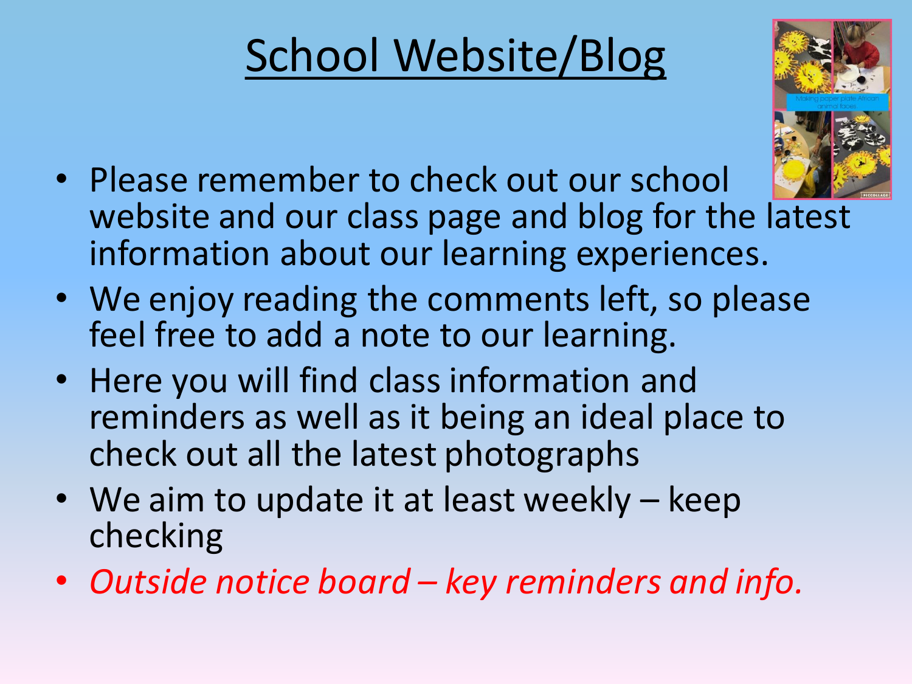# School Website/Blog

- Please remember to check out our school website and our class page and blog for the latest information about our learning experiences.
- We enjoy reading the comments left, so please feel free to add a note to our learning.
- Here you will find class information and reminders as well as it being an ideal place to check out all the latest photographs
- We aim to update it at least weekly – keep checking
- *Outside notice board – key reminders and info.*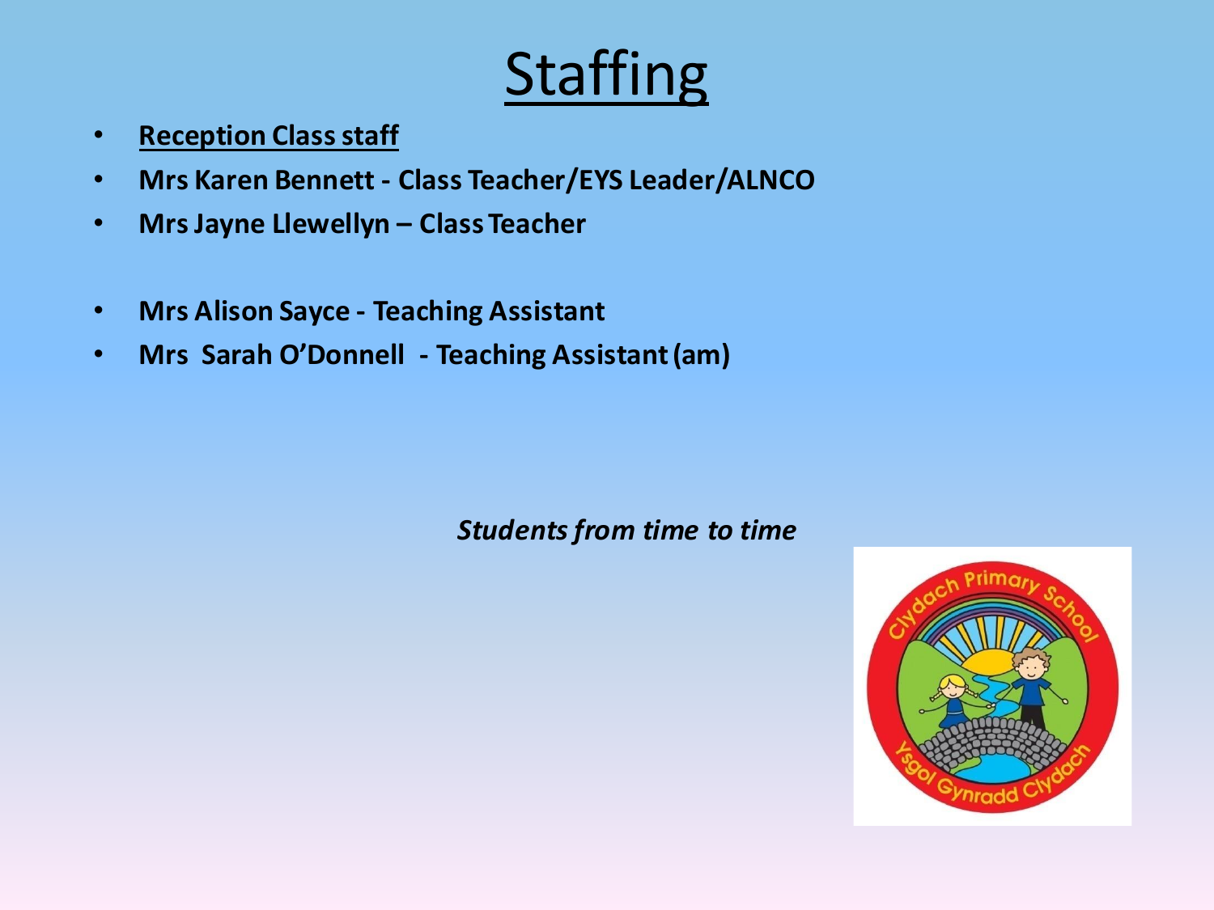# Staffing

- **Reception Class staff**
- **Mrs Karen Bennett - Class Teacher/EYS Leader/ALNCO**
- **Mrs Jayne Llewellyn – Class Teacher**

- **Mrs Alison Sayce - Teaching Assistant**
- **Mrs Sarah O'Donnell - Teaching Assistant (am)**

***Students from time to time***